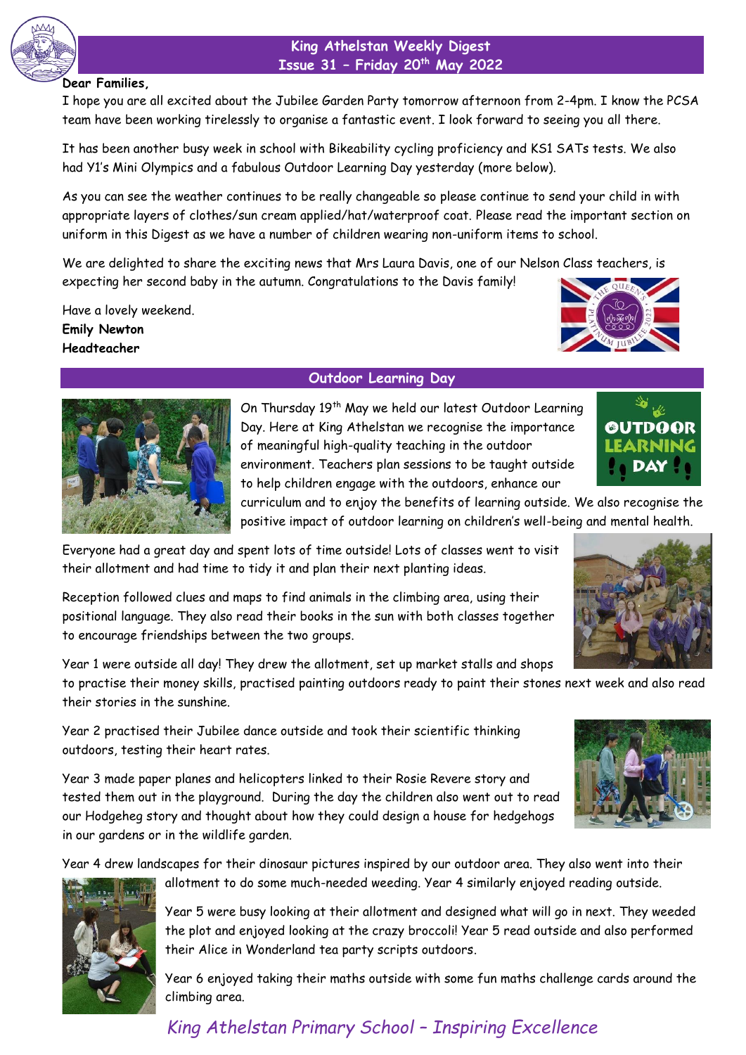# King Athelstan Weekly Digest
## Issue 31 – Friday 20th May 2022

**Dear Families,**

I hope you are all excited about the Jubilee Garden Party tomorrow afternoon from 2-4pm. I know the PCSA team have been working tirelessly to organise a fantastic event. I look forward to seeing you all there.

It has been another busy week in school with Bikeability cycling proficiency and KS1 SATs tests. We also had Y1's Mini Olympics and a fabulous Outdoor Learning Day yesterday (more below).

As you can see the weather continues to be really changeable so please continue to send your child in with appropriate layers of clothes/sun cream applied/hat/waterproof coat. Please read the important section on uniform in this Digest as we have a number of children wearing non-uniform items to school.

We are delighted to share the exciting news that Mrs Laura Davis, one of our Nelson Class teachers, is expecting her second baby in the autumn. Congratulations to the Davis family!

Have a lovely weekend.

**Emily Newton**
**Headteacher**

## Outdoor Learning Day

On Thursday 19th May we held our latest Outdoor Learning Day. Here at King Athelstan we recognise the importance of meaningful high-quality teaching in the outdoor environment. Teachers plan sessions to be taught outside to help children engage with the outdoors, enhance our curriculum and to enjoy the benefits of learning outside. We also recognise the positive impact of outdoor learning on children's well-being and mental health.

Everyone had a great day and spent lots of time outside! Lots of classes went to visit their allotment and had time to tidy it and plan their next planting ideas.

Reception followed clues and maps to find animals in the climbing area, using their positional language. They also read their books in the sun with both classes together to encourage friendships between the two groups.

Year 1 were outside all day! They drew the allotment, set up market stalls and shops to practise their money skills, practised painting outdoors ready to paint their stones next week and also read their stories in the sunshine.

Year 2 practised their Jubilee dance outside and took their scientific thinking outdoors, testing their heart rates.

Year 3 made paper planes and helicopters linked to their Rosie Revere story and tested them out in the playground. During the day the children also went out to read our Hodgeheg story and thought about how they could design a house for hedgehogs in our gardens or in the wildlife garden.

Year 4 drew landscapes for their dinosaur pictures inspired by our outdoor area. They also went into their allotment to do some much-needed weeding. Year 4 similarly enjoyed reading outside.

Year 5 were busy looking at their allotment and designed what will go in next. They weeded the plot and enjoyed looking at the crazy broccoli! Year 5 read outside and also performed their Alice in Wonderland tea party scripts outdoors.

Year 6 enjoyed taking their maths outside with some fun maths challenge cards around the climbing area.

*King Athelstan Primary School – Inspiring Excellence*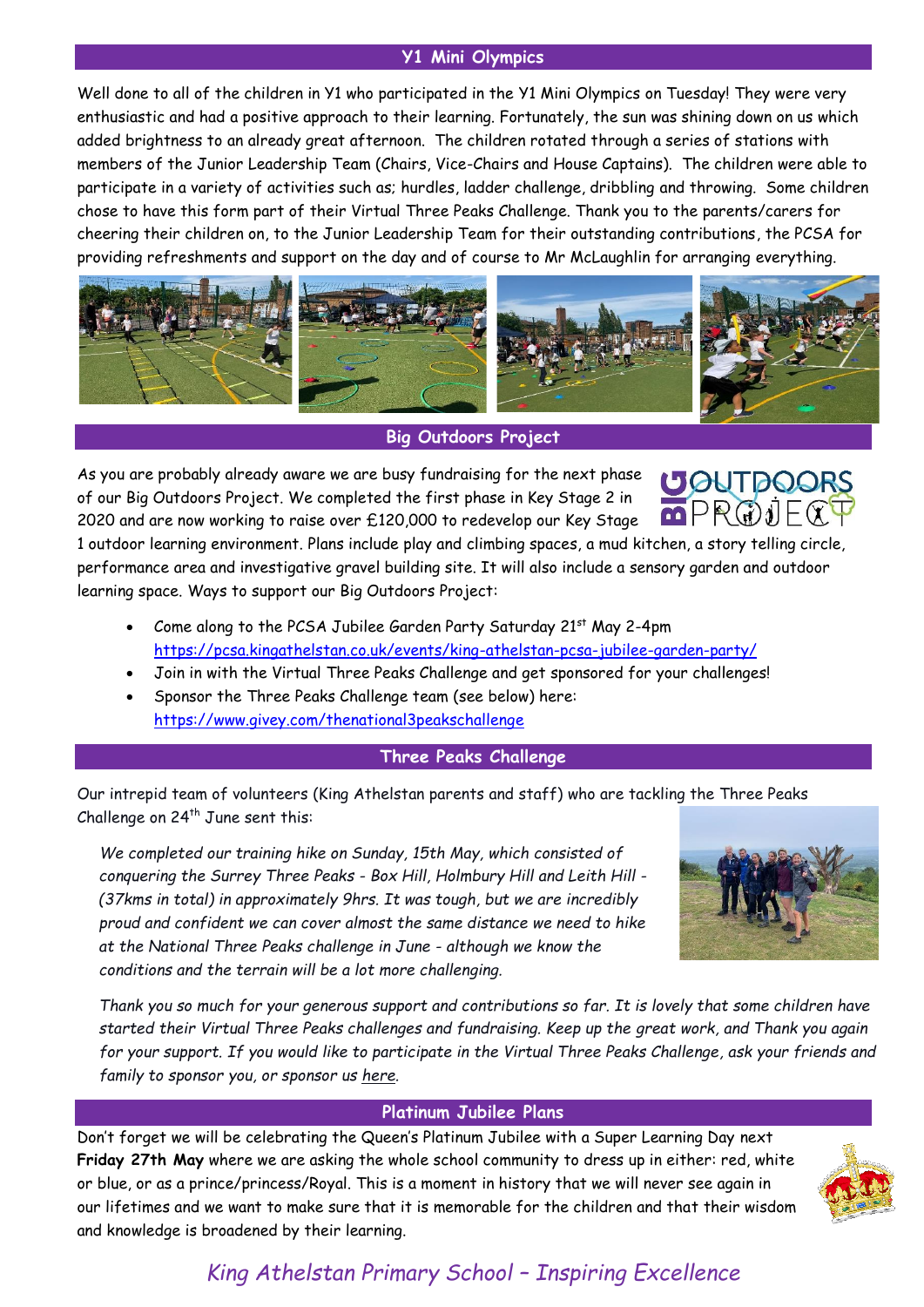## Y1 Mini Olympics

Well done to all of the children in Y1 who participated in the Y1 Mini Olympics on Tuesday! They were very enthusiastic and had a positive approach to their learning. Fortunately, the sun was shining down on us which added brightness to an already great afternoon. The children rotated through a series of stations with members of the Junior Leadership Team (Chairs, Vice-Chairs and House Captains). The children were able to participate in a variety of activities such as; hurdles, ladder challenge, dribbling and throwing. Some children chose to have this form part of their Virtual Three Peaks Challenge. Thank you to the parents/carers for cheering their children on, to the Junior Leadership Team for their outstanding contributions, the PCSA for providing refreshments and support on the day and of course to Mr McLaughlin for arranging everything.

## Big Outdoors Project

As you are probably already aware we are busy fundraising for the next phase of our Big Outdoors Project. We completed the first phase in Key Stage 2 in 2020 and are now working to raise over £120,000 to redevelop our Key Stage 1 outdoor learning environment. Plans include play and climbing spaces, a mud kitchen, a story telling circle, performance area and investigative gravel building site. It will also include a sensory garden and outdoor learning space. Ways to support our Big Outdoors Project:

- Come along to the PCSA Jubilee Garden Party Saturday 21st May 2-4pm https://pcsa.kingathelstan.co.uk/events/king-athelstan-pcsa-jubilee-garden-party/
- Join in with the Virtual Three Peaks Challenge and get sponsored for your challenges!
- Sponsor the Three Peaks Challenge team (see below) here: https://www.givey.com/thenational3peakschallenge

## Three Peaks Challenge

Our intrepid team of volunteers (King Athelstan parents and staff) who are tackling the Three Peaks Challenge on 24th June sent this:

*We completed our training hike on Sunday, 15th May, which consisted of conquering the Surrey Three Peaks - Box Hill, Holmbury Hill and Leith Hill - (37kms in total) in approximately 9hrs. It was tough, but we are incredibly proud and confident we can cover almost the same distance we need to hike at the National Three Peaks challenge in June - although we know the conditions and the terrain will be a lot more challenging.*

*Thank you so much for your generous support and contributions so far. It is lovely that some children have started their Virtual Three Peaks challenges and fundraising. Keep up the great work, and Thank you again for your support. If you would like to participate in the Virtual Three Peaks Challenge, ask your friends and family to sponsor you, or sponsor us here.*

## Platinum Jubilee Plans

Don't forget we will be celebrating the Queen's Platinum Jubilee with a Super Learning Day next **Friday 27th May** where we are asking the whole school community to dress up in either: red, white or blue, or as a prince/princess/Royal. This is a moment in history that we will never see again in our lifetimes and we want to make sure that it is memorable for the children and that their wisdom and knowledge is broadened by their learning.

*King Athelstan Primary School – Inspiring Excellence*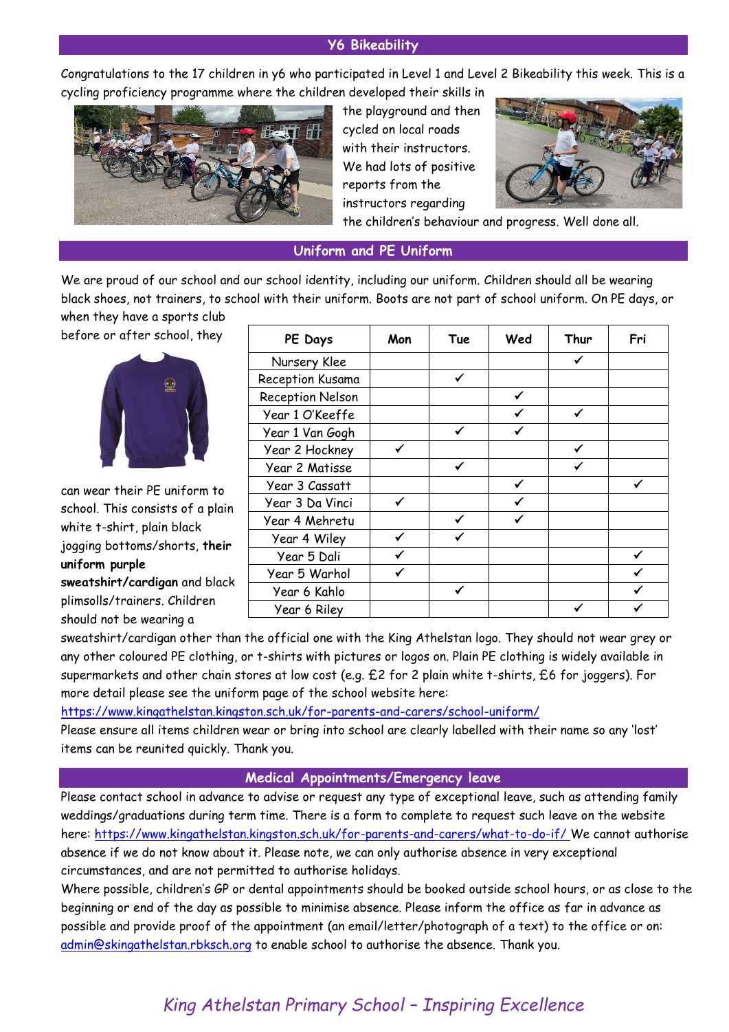## Y6 Bikeability

Congratulations to the 17 children in y6 who participated in Level 1 and Level 2 Bikeability this week. This is a cycling proficiency programme where the children developed their skills in the playground and then cycled on local roads with their instructors. We had lots of positive reports from the instructors regarding the children's behaviour and progress. Well done all.

## Uniform and PE Uniform

We are proud of our school and our school identity, including our uniform. Children should all be wearing black shoes, not trainers, to school with their uniform. Boots are not part of school uniform. On PE days, or when they have a sports club before or after school, they can wear their PE uniform to school. This consists of a plain white t-shirt, plain black jogging bottoms/shorts, **their uniform purple sweatshirt/cardigan** and black plimsolls/trainers. Children should not be wearing a sweatshirt/cardigan other than the official one with the King Athelstan logo. They should not wear grey or any other coloured PE clothing, or t-shirts with pictures or logos on. Plain PE clothing is widely available in supermarkets and other chain stores at low cost (e.g. £2 for 2 plain white t-shirts, £6 for joggers). For more detail please see the uniform page of the school website here: https://www.kingathelstan.kingston.sch.uk/for-parents-and-carers/school-uniform/

| PE Days | Mon | Tue | Wed | Thur | Fri |
|---|---|---|---|---|---|
| Nursery Klee | | | | ✓ | |
| Reception Kusama | | ✓ | | | |
| Reception Nelson | | | ✓ | | |
| Year 1 O'Keeffe | | | ✓ | ✓ | |
| Year 1 Van Gogh | | ✓ | ✓ | | |
| Year 2 Hockney | ✓ | | | ✓ | |
| Year 2 Matisse | | ✓ | | ✓ | |
| Year 3 Cassatt | | | ✓ | | ✓ |
| Year 3 Da Vinci | ✓ | | ✓ | | |
| Year 4 Mehretu | | ✓ | ✓ | | |
| Year 4 Wiley | ✓ | ✓ | | | |
| Year 5 Dali | ✓ | | | | ✓ |
| Year 5 Warhol | ✓ | | | | ✓ |
| Year 6 Kahlo | | ✓ | | | ✓ |
| Year 6 Riley | | | | ✓ | ✓ |

Please ensure all items children wear or bring into school are clearly labelled with their name so any 'lost' items can be reunited quickly. Thank you.

## Medical Appointments/Emergency leave

Please contact school in advance to advise or request any type of exceptional leave, such as attending family weddings/graduations during term time. There is a form to complete to request such leave on the website here: https://www.kingathelstan.kingston.sch.uk/for-parents-and-carers/what-to-do-if/ We cannot authorise absence if we do not know about it. Please note, we can only authorise absence in very exceptional circumstances, and are not permitted to authorise holidays.

Where possible, children's GP or dental appointments should be booked outside school hours, or as close to the beginning or end of the day as possible to minimise absence. Please inform the office as far in advance as possible and provide proof of the appointment (an email/letter/photograph of a text) to the office or on: admin@skingathelstan.rbksch.org to enable school to authorise the absence. Thank you.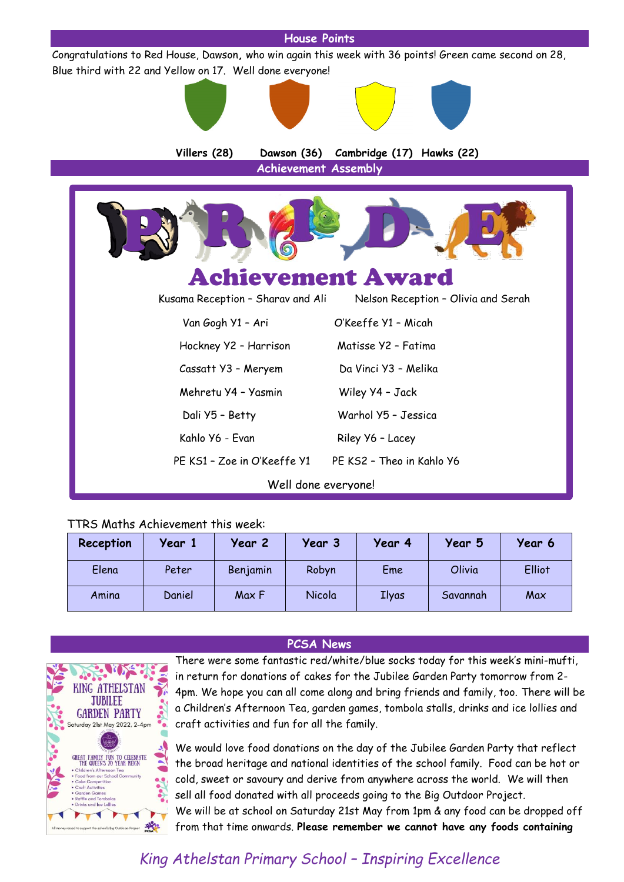## House Points

Congratulations to Red House, Dawson, who win again this week with 36 points! Green came second on 28, Blue third with 22 and Yellow on 17. Well done everyone!

**Villers (28)** **Dawson (36)** **Cambridge (17)** **Hawks (22)**

## Achievement Assembly

### PRIDE Achievement Award

Kusama Reception – Sharav and Ali
Nelson Reception – Olivia and Serah

Van Gogh Y1 – Ari
O'Keeffe Y1 – Micah

Hockney Y2 – Harrison
Matisse Y2 – Fatima

Cassatt Y3 – Meryem
Da Vinci Y3 – Melika

Mehretu Y4 – Yasmin
Wiley Y4 – Jack

Dali Y5 – Betty
Warhol Y5 – Jessica

Kahlo Y6 - Evan
Riley Y6 – Lacey

PE KS1 – Zoe in O'Keeffe Y1
PE KS2 – Theo in Kahlo Y6

Well done everyone!

TTRS Maths Achievement this week:

| Reception | Year 1 | Year 2 | Year 3 | Year 4 | Year 5 | Year 6 |
|---|---|---|---|---|---|---|
| Elena | Peter | Benjamin | Robyn | Eme | Olivia | Elliot |
| Amina | Daniel | Max F | Nicola | Ilyas | Savannah | Max |

## PCSA News

There were some fantastic red/white/blue socks today for this week's mini-mufti, in return for donations of cakes for the Jubilee Garden Party tomorrow from 2-4pm. We hope you can all come along and bring friends and family, too. There will be a Children's Afternoon Tea, garden games, tombola stalls, drinks and ice lollies and craft activities and fun for all the family.

We would love food donations on the day of the Jubilee Garden Party that reflect the broad heritage and national identities of the school family. Food can be hot or cold, sweet or savoury and derive from anywhere across the world. We will then sell all food donated with all proceeds going to the Big Outdoor Project.
We will be at school on Saturday 21st May from 1pm & any food can be dropped off from that time onwards. **Please remember we cannot have any foods containing**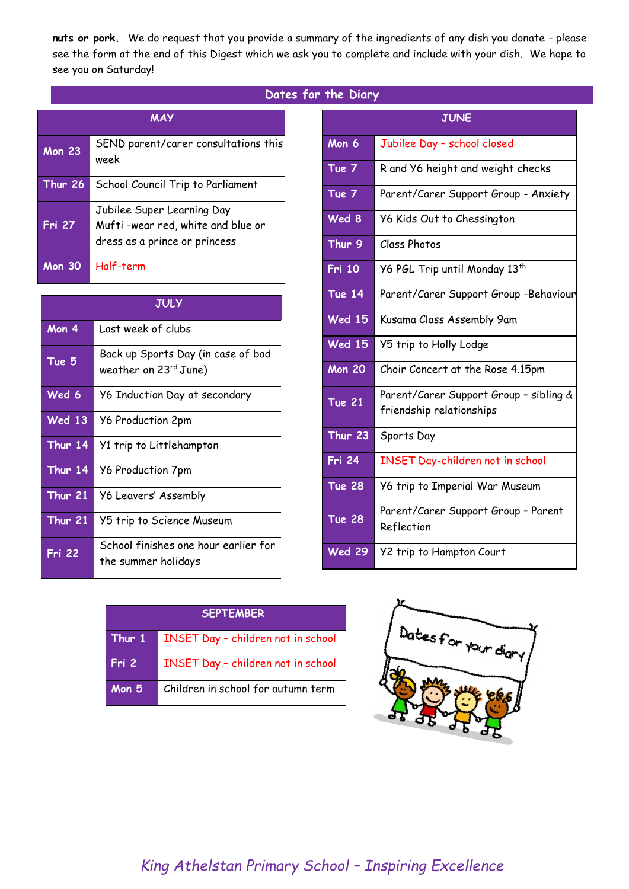**nuts or pork.** We do request that you provide a summary of the ingredients of any dish you donate - please see the form at the end of this Digest which we ask you to complete and include with your dish. We hope to see you on Saturday!

## Dates for the Diary

| MAY | |
|---|---|
| Mon 23 | SEND parent/carer consultations this week |
| Thur 26 | School Council Trip to Parliament |
| Fri 27 | Jubilee Super Learning Day<br>Mufti -wear red, white and blue or dress as a prince or princess |
| Mon 30 | Half-term |

| JUNE | |
|---|---|
| Mon 6 | Jubilee Day – school closed |
| Tue 7 | R and Y6 height and weight checks |
| Tue 7 | Parent/Carer Support Group - Anxiety |
| Wed 8 | Y6 Kids Out to Chessington |
| Thur 9 | Class Photos |
| Fri 10 | Y6 PGL Trip until Monday 13th |
| Tue 14 | Parent/Carer Support Group -Behaviour |
| Wed 15 | Kusama Class Assembly 9am |
| Wed 15 | Y5 trip to Holly Lodge |
| Mon 20 | Choir Concert at the Rose 4.15pm |
| Tue 21 | Parent/Carer Support Group – sibling & friendship relationships |
| Thur 23 | Sports Day |
| Fri 24 | INSET Day-children not in school |
| Tue 28 | Y6 trip to Imperial War Museum |
| Tue 28 | Parent/Carer Support Group – Parent Reflection |
| Wed 29 | Y2 trip to Hampton Court |

| JULY | |
|---|---|
| Mon 4 | Last week of clubs |
| Tue 5 | Back up Sports Day (in case of bad weather on 23rd June) |
| Wed 6 | Y6 Induction Day at secondary |
| Wed 13 | Y6 Production 2pm |
| Thur 14 | Y1 trip to Littlehampton |
| Thur 14 | Y6 Production 7pm |
| Thur 21 | Y6 Leavers' Assembly |
| Thur 21 | Y5 trip to Science Museum |
| Fri 22 | School finishes one hour earlier for the summer holidays |

| SEPTEMBER | |
|---|---|
| Thur 1 | INSET Day – children not in school |
| Fri 2 | INSET Day – children not in school |
| Mon 5 | Children in school for autumn term |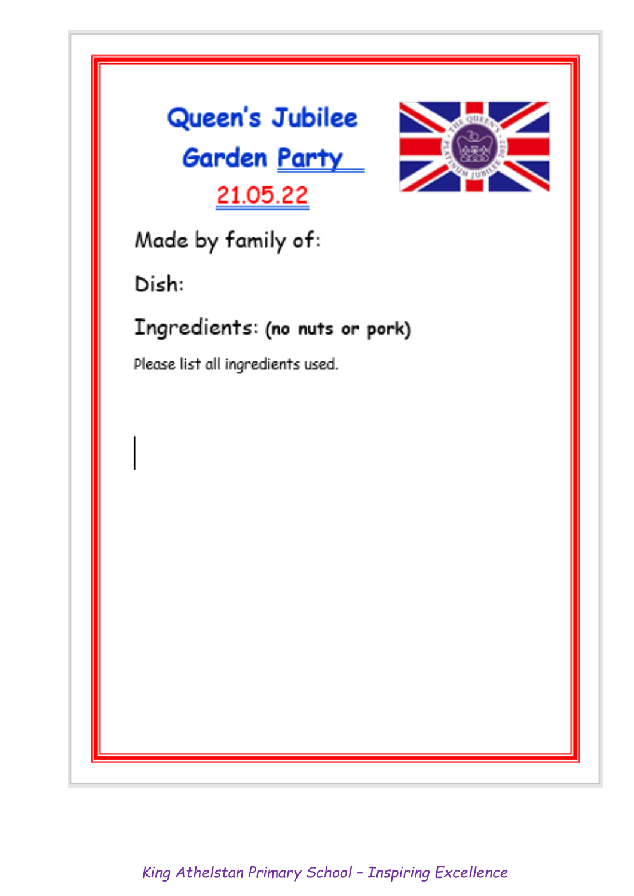# Queen's Jubilee Garden Party

## 21.05.22

Made by family of:

Dish:

Ingredients: **(no nuts or pork)**

Please list all ingredients used.

*King Athelstan Primary School – Inspiring Excellence*